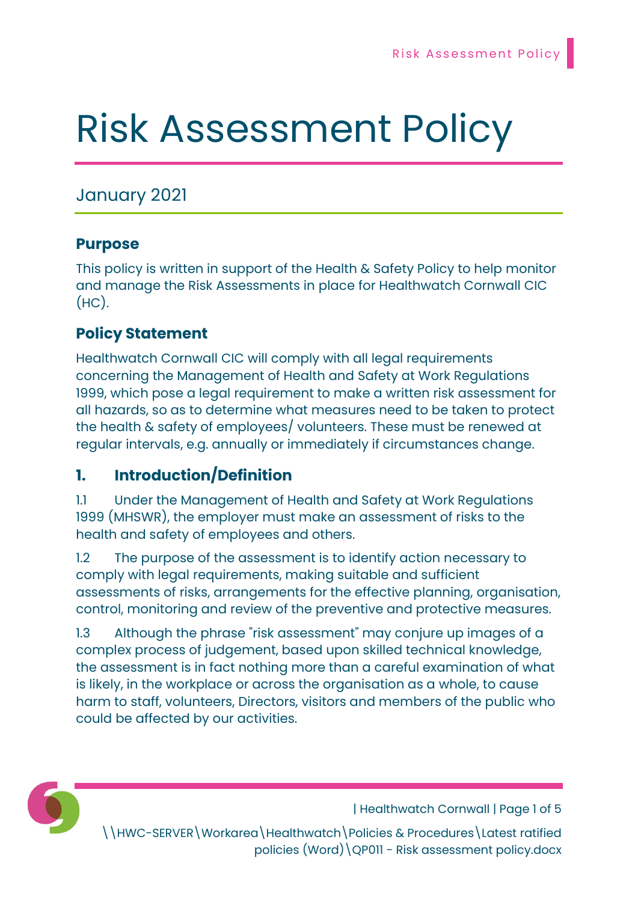# Risk Assessment Policy

## January 2021

### Purpose

This policy is written in support of the Health & Safety Policy to help monitor and manage the Risk Assessments in place for Healthwatch Cornwall CIC (HC).

### Policy Statement

Healthwatch Cornwall CIC will comply with all legal requirements concerning the Management of Health and Safety at Work Regulations 1999, which pose a legal requirement to make a written risk assessment for all hazards, so as to determine what measures need to be taken to protect the health & safety of employees/ volunteers. These must be renewed at regular intervals, e.g. annually or immediately if circumstances change.

## 1. Introduction/Definition

1.1 Under the Management of Health and Safety at Work Regulations 1999 (MHSWR), the employer must make an assessment of risks to the health and safety of employees and others.

1.2 The purpose of the assessment is to identify action necessary to comply with legal requirements, making suitable and sufficient assessments of risks, arrangements for the effective planning, organisation, control, monitoring and review of the preventive and protective measures.

1.3 Although the phrase "risk assessment" may conjure up images of a complex process of judgement, based upon skilled technical knowledge, the assessment is in fact nothing more than a careful examination of what is likely, in the workplace or across the organisation as a whole, to cause harm to staff, volunteers, Directors, visitors and members of the public who could be affected by our activities.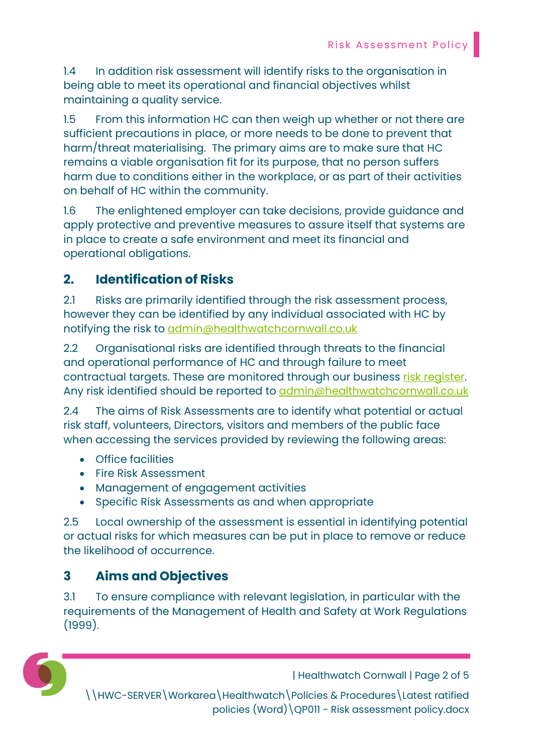1.4 In addition risk assessment will identify risks to the organisation in being able to meet its operational and financial objectives whilst maintaining a quality service.

1.5 From this information HC can then weigh up whether or not there are sufficient precautions in place, or more needs to be done to prevent that harm/threat materialising. The primary aims are to make sure that HC remains a viable organisation fit for its purpose, that no person suffers harm due to conditions either in the workplace, or as part of their activities on behalf of HC within the community.

1.6 The enlightened employer can take decisions, provide guidance and apply protective and preventive measures to assure itself that systems are in place to create a safe environment and meet its financial and operational obligations.

## 2. Identification of Risks

2.1 Risks are primarily identified through the risk assessment process, however they can be identified by any individual associated with HC by notifying the risk to admin@healthwatchcornwall.co.uk

2.2 Organisational risks are identified through threats to the financial and operational performance of HC and through failure to meet contractual targets. These are monitored through our business risk register. Any risk identified should be reported to admin@healthwatchcornwall.co.uk

2.4 The aims of Risk Assessments are to identify what potential or actual risk staff, volunteers, Directors, visitors and members of the public face when accessing the services provided by reviewing the following areas:

- Office facilities
- Fire Risk Assessment
- Management of engagement activities
- Specific Risk Assessments as and when appropriate

2.5 Local ownership of the assessment is essential in identifying potential or actual risks for which measures can be put in place to remove or reduce the likelihood of occurrence.

## 3 Aims and Objectives

3.1 To ensure compliance with relevant legislation, in particular with the requirements of the Management of Health and Safety at Work Regulations (1999).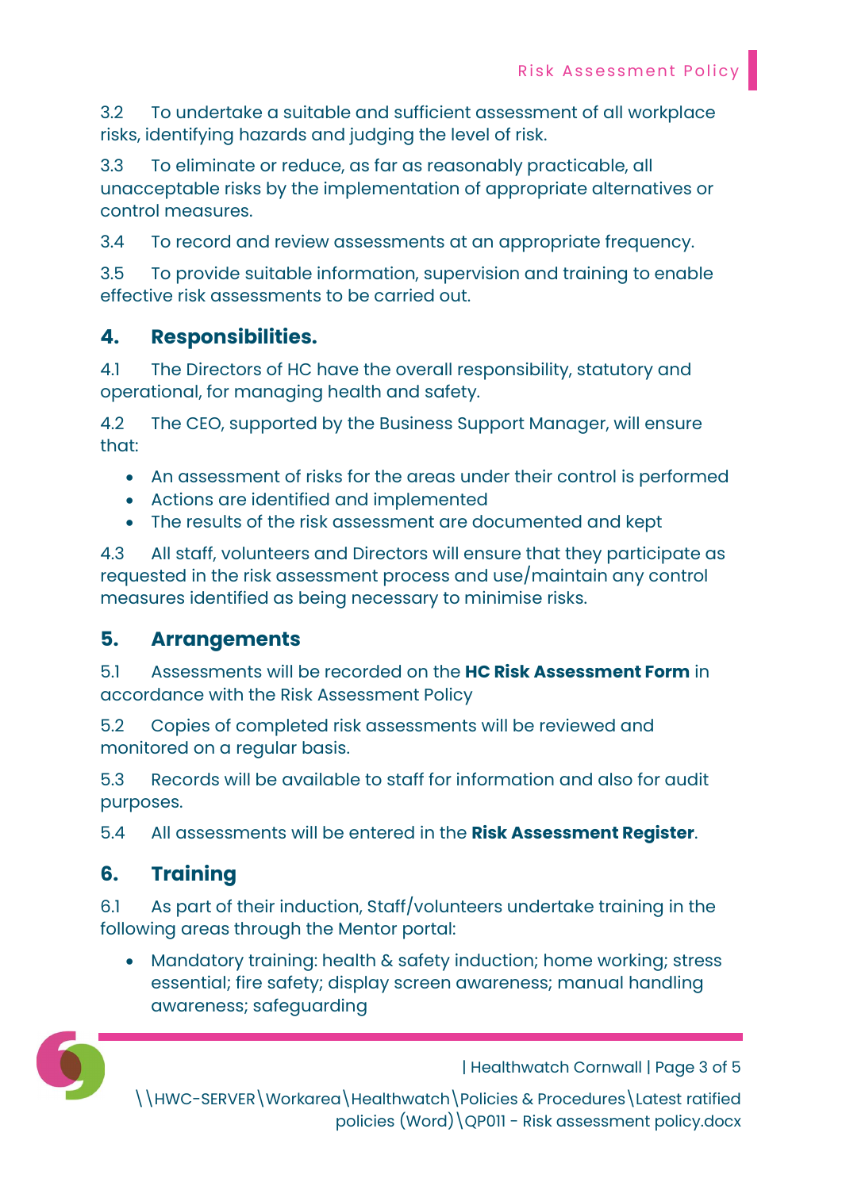3.2 To undertake a suitable and sufficient assessment of all workplace risks, identifying hazards and judging the level of risk.

3.3 To eliminate or reduce, as far as reasonably practicable, all unacceptable risks by the implementation of appropriate alternatives or control measures.

3.4 To record and review assessments at an appropriate frequency.

3.5 To provide suitable information, supervision and training to enable effective risk assessments to be carried out.

## 4. Responsibilities.

4.1 The Directors of HC have the overall responsibility, statutory and operational, for managing health and safety.

4.2 The CEO, supported by the Business Support Manager, will ensure that:

- An assessment of risks for the areas under their control is performed
- Actions are identified and implemented
- The results of the risk assessment are documented and kept

4.3 All staff, volunteers and Directors will ensure that they participate as requested in the risk assessment process and use/maintain any control measures identified as being necessary to minimise risks.

## 5. Arrangements

5.1 Assessments will be recorded on the **HC Risk Assessment Form** in accordance with the Risk Assessment Policy

5.2 Copies of completed risk assessments will be reviewed and monitored on a regular basis.

5.3 Records will be available to staff for information and also for audit purposes.

5.4 All assessments will be entered in the **Risk Assessment Register**.

## 6. Training

6.1 As part of their induction, Staff/volunteers undertake training in the following areas through the Mentor portal:

- Mandatory training: health & safety induction; home working; stress essential; fire safety; display screen awareness; manual handling awareness; safeguarding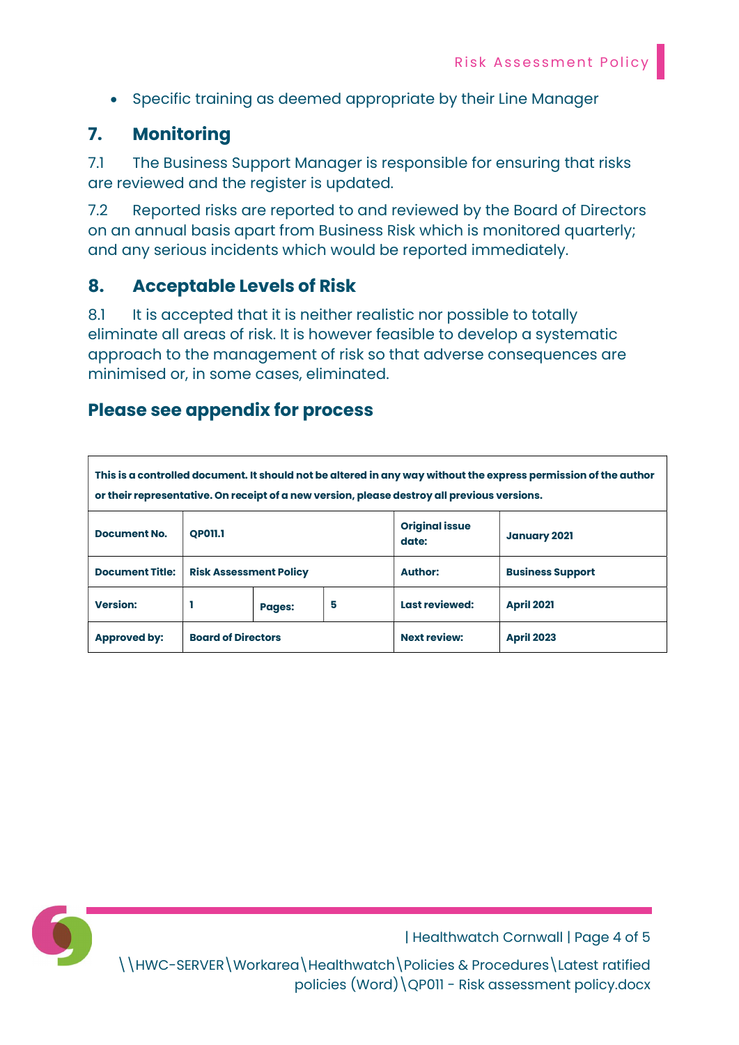- Specific training as deemed appropriate by their Line Manager

## 7. Monitoring

7.1 The Business Support Manager is responsible for ensuring that risks are reviewed and the register is updated.

7.2 Reported risks are reported to and reviewed by the Board of Directors on an annual basis apart from Business Risk which is monitored quarterly; and any serious incidents which would be reported immediately.

## 8. Acceptable Levels of Risk

8.1 It is accepted that it is neither realistic nor possible to totally eliminate all areas of risk. It is however feasible to develop a systematic approach to the management of risk so that adverse consequences are minimised or, in some cases, eliminated.

## Please see appendix for process

| This is a controlled document. It should not be altered in any way without the express permission of the author or their representative. On receipt of a new version, please destroy all previous versions. | | | | | |
|---|---|---|---|---|---|
| **Document No.** | **QP011.1** | | | **Original issue date:** | **January 2021** |
| **Document Title:** | **Risk Assessment Policy** | | | **Author:** | **Business Support** |
| **Version:** | **1** | **Pages:** | **5** | **Last reviewed:** | **April 2021** |
| **Approved by:** | **Board of Directors** | | | **Next review:** | **April 2023** |

\\HWC-SERVER\Workarea\Healthwatch\Policies & Procedures\Latest ratified policies (Word)\QP011 - Risk assessment policy.docx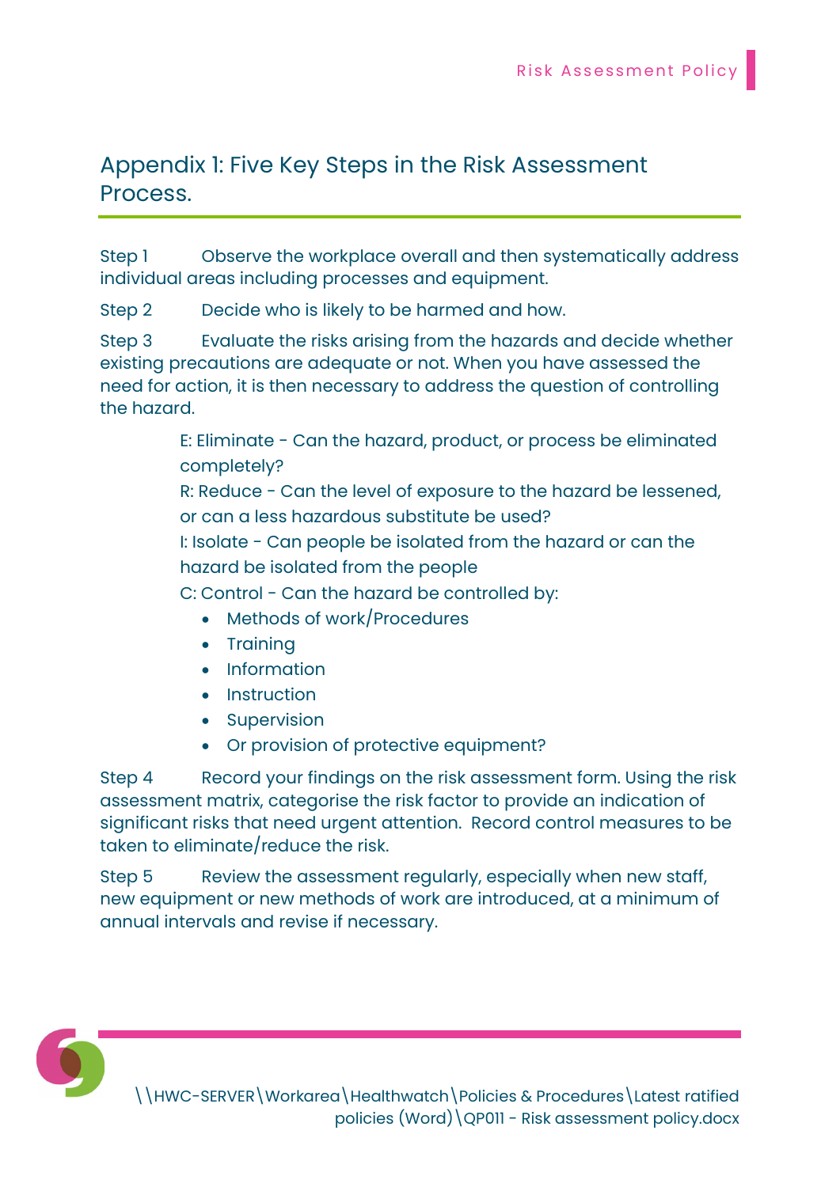## Appendix 1: Five Key Steps in the Risk Assessment Process.

Step 1 Observe the workplace overall and then systematically address individual areas including processes and equipment.

Step 2 Decide who is likely to be harmed and how.

Step 3 Evaluate the risks arising from the hazards and decide whether existing precautions are adequate or not. When you have assessed the need for action, it is then necessary to address the question of controlling the hazard.

E: Eliminate - Can the hazard, product, or process be eliminated completely?
R: Reduce - Can the level of exposure to the hazard be lessened, or can a less hazardous substitute be used?
I: Isolate - Can people be isolated from the hazard or can the hazard be isolated from the people
C: Control - Can the hazard be controlled by:

- Methods of work/Procedures
- Training
- Information
- Instruction
- Supervision
- Or provision of protective equipment?

Step 4 Record your findings on the risk assessment form. Using the risk assessment matrix, categorise the risk factor to provide an indication of significant risks that need urgent attention. Record control measures to be taken to eliminate/reduce the risk.

Step 5 Review the assessment regularly, especially when new staff, new equipment or new methods of work are introduced, at a minimum of annual intervals and revise if necessary.